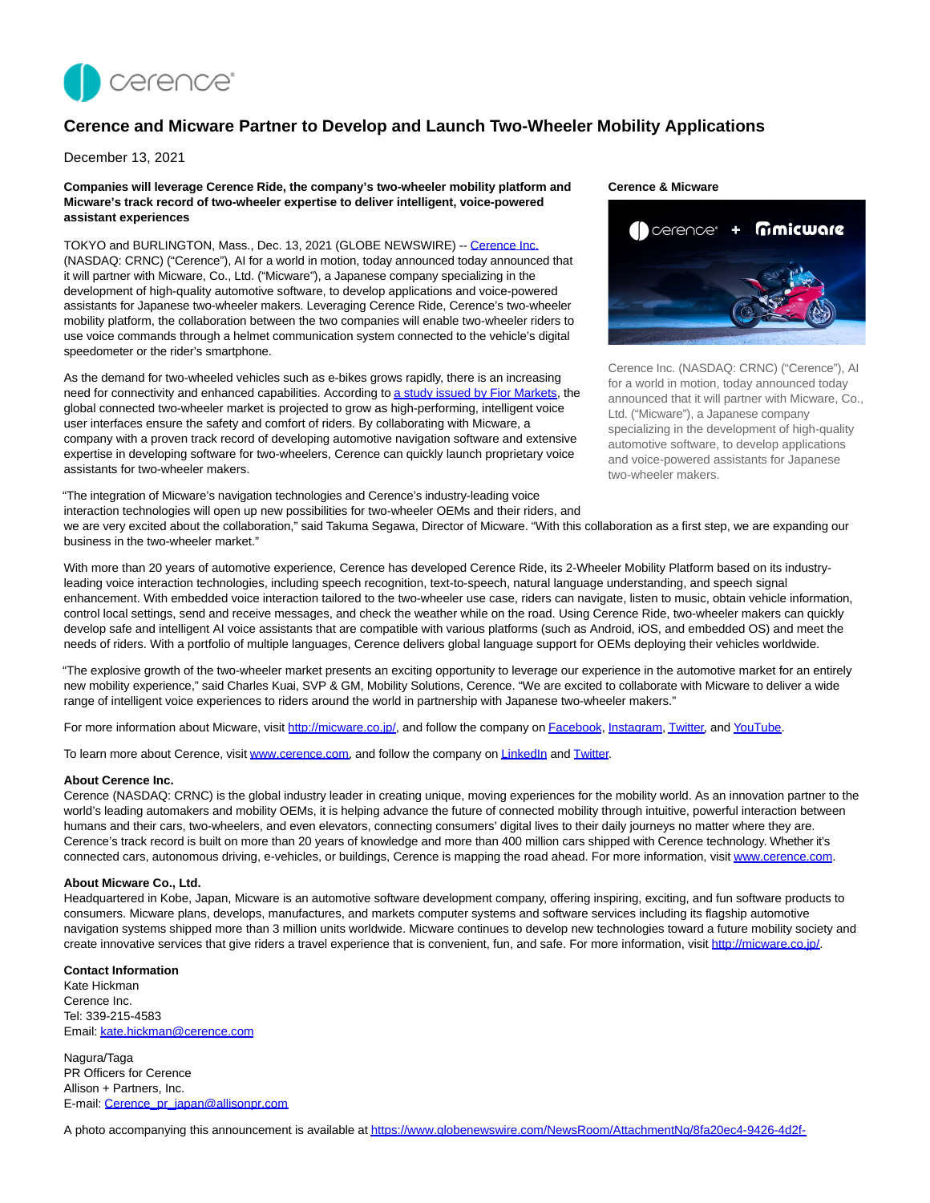# Cerence and Micware Partner to Develop and Launch Two-Wheeler Mobility Applications

December 13, 2021

**Companies will leverage Cerence Ride, the company's two-wheeler mobility platform and Micware's track record of two-wheeler expertise to deliver intelligent, voice-powered assistant experiences**

TOKYO and BURLINGTON, Mass., Dec. 13, 2021 (GLOBE NEWSWIRE) -- Cerence Inc. (NASDAQ: CRNC) ("Cerence"), AI for a world in motion, today announced today that it will partner with Micware, Co., Ltd. ("Micware"), a Japanese company specializing in the development of high-quality automotive software, to develop applications and voice-powered assistants for Japanese two-wheeler makers. Leveraging Cerence Ride, Cerence's two-wheeler mobility platform, the collaboration between the two companies will enable two-wheeler riders to use voice commands through a helmet communication system connected to the vehicle's digital speedometer or the rider's smartphone.

As the demand for two-wheeled vehicles such as e-bikes grows rapidly, there is an increasing need for connectivity and enhanced capabilities. According to a study issued by Fior Markets, the global connected two-wheeler market is projected to grow as high-performing, intelligent voice user interfaces ensure the safety and comfort of riders. By collaborating with Micware, a company with a proven track record of developing automotive navigation software and extensive expertise in developing software for two-wheelers, Cerence can quickly launch proprietary voice assistants for two-wheeler makers.

"The integration of Micware's navigation technologies and Cerence's industry-leading voice interaction technologies will open up new possibilities for two-wheeler OEMs and their riders, and we are very excited about the collaboration," said Takuma Segawa, Director of Micware. "With this collaboration as a first step, we are expanding our business in the two-wheeler market."

With more than 20 years of automotive experience, Cerence has developed Cerence Ride, its 2-Wheeler Mobility Platform based on its industry-leading voice interaction technologies, including speech recognition, text-to-speech, natural language understanding, and speech signal enhancement. With embedded voice interaction tailored to the two-wheeler use case, riders can navigate, listen to music, obtain vehicle information, control local settings, send and receive messages, and check the weather while on the road. Using Cerence Ride, two-wheeler makers can quickly develop safe and intelligent AI voice assistants that are compatible with various platforms (such as Android, iOS, and embedded OS) and meet the needs of riders. With a portfolio of multiple languages, Cerence delivers global language support for OEMs deploying their vehicles worldwide.

"The explosive growth of the two-wheeler market presents an exciting opportunity to leverage our experience in the automotive market for an entirely new mobility experience," said Charles Kuai, SVP & GM, Mobility Solutions, Cerence. "We are excited to collaborate with Micware to deliver a wide range of intelligent voice experiences to riders around the world in partnership with Japanese two-wheeler makers."

For more information about Micware, visit http://micware.co.jp/, and follow the company on Facebook, Instagram, Twitter, and YouTube.

To learn more about Cerence, visit www.cerence.com, and follow the company on LinkedIn and Twitter.

**Cerence & Micware**

Cerence Inc. (NASDAQ: CRNC) ("Cerence"), AI for a world in motion, today announced today that it will partner with Micware, Co., Ltd. ("Micware"), a Japanese company specializing in the development of high-quality automotive software, to develop applications and voice-powered assistants for Japanese two-wheeler makers.

**About Cerence Inc.**

Cerence (NASDAQ: CRNC) is the global industry leader in creating unique, moving experiences for the mobility world. As an innovation partner to the world's leading automakers and mobility OEMs, it is helping advance the future of connected mobility through intuitive, powerful interaction between humans and their cars, two-wheelers, and even elevators, connecting consumers' digital lives to their daily journeys no matter where they are. Cerence's track record is built on more than 20 years of knowledge and more than 400 million cars shipped with Cerence technology. Whether it's connected cars, autonomous driving, e-vehicles, or buildings, Cerence is mapping the road ahead. For more information, visit www.cerence.com.

**About Micware Co., Ltd.**

Headquartered in Kobe, Japan, Micware is an automotive software development company, offering inspiring, exciting, and fun software products to consumers. Micware plans, develops, manufactures, and markets computer systems and software services including its flagship automotive navigation systems shipped more than 3 million units worldwide. Micware continues to develop new technologies toward a future mobility society and create innovative services that give riders a travel experience that is convenient, fun, and safe. For more information, visit http://micware.co.jp/.

**Contact Information**

Kate Hickman
Cerence Inc.
Tel: 339-215-4583
Email: kate.hickman@cerence.com

Nagura/Taga
PR Officers for Cerence
Allison + Partners, Inc.
E-mail: Cerence_pr_japan@allisonpr.com

A photo accompanying this announcement is available at https://www.globenewswire.com/NewsRoom/AttachmentNg/8fa20ec4-9426-4d2f-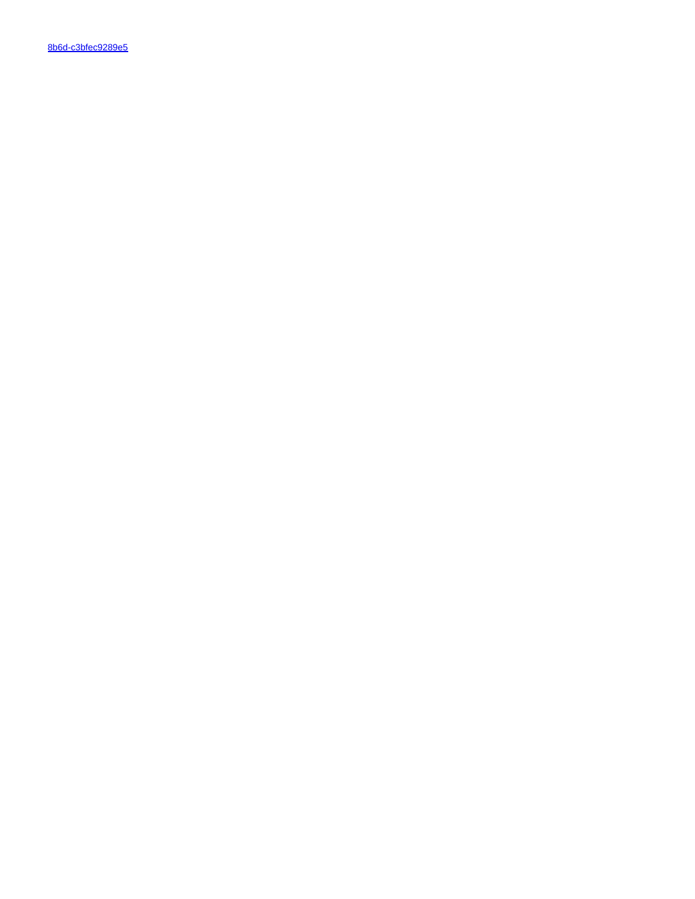8b6d-c3bfec9289e5